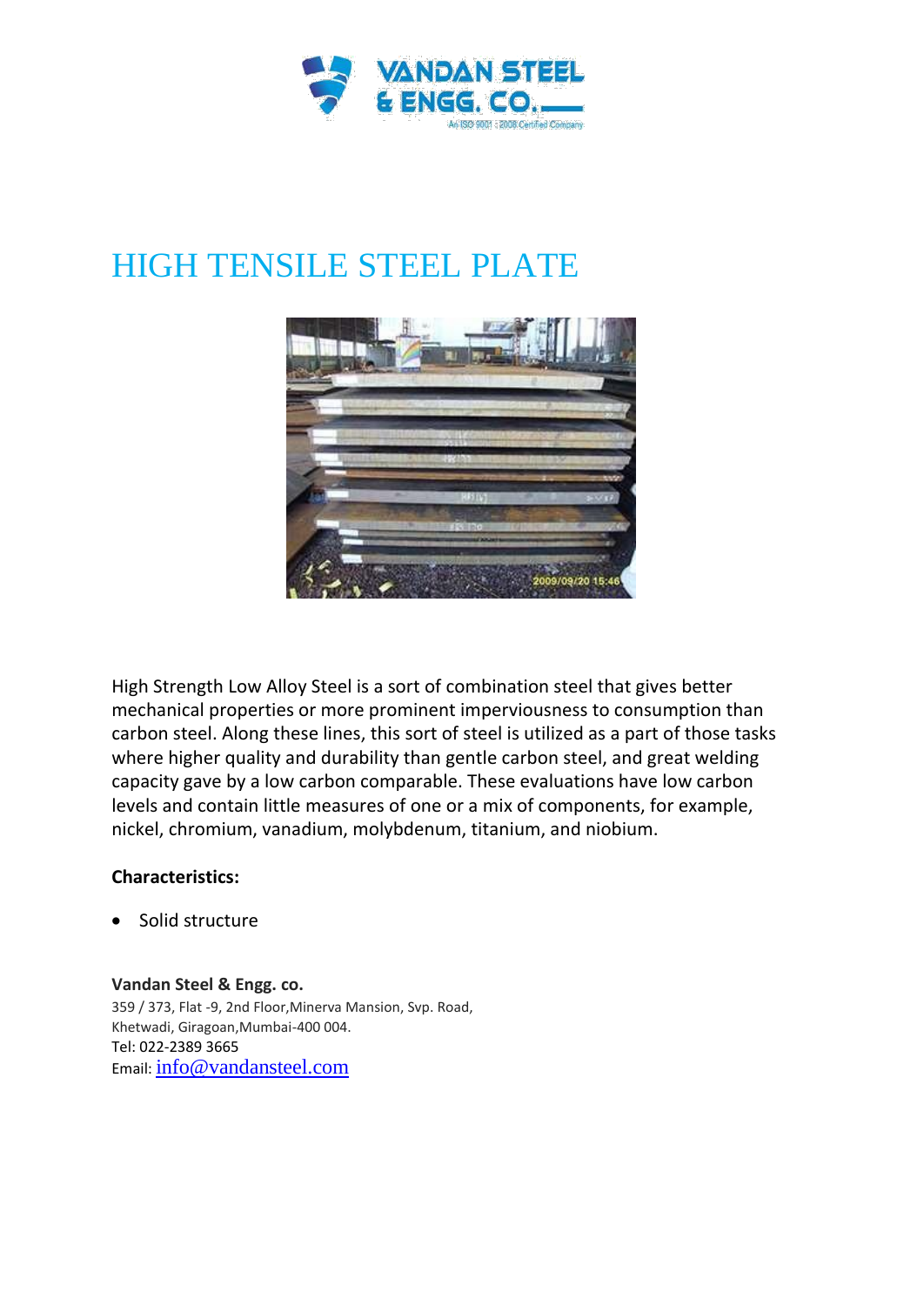# HIGH TENSILE STEEL PLATE

High Strength Low Alloy Steel is a sort of combination steel that gives better mechanical properties or more prominent imperviousness to consumption than carbon steel. Along these lines, this sort of steel is utilized as a part of those tasks where higher quality and durability than gentle carbon steel, and great welding capacity gave by a low carbon comparable. These evaluations have low carbon levels and contain little measures of one or a mix of components, for example, nickel, chromium, vanadium, molybdenum, titanium, and niobium.

**Characteristics:**

- Solid structure

**Vandan Steel & Engg. co.**
359 / 373, Flat -9, 2nd Floor,Minerva Mansion, Svp. Road,
Khetwadi, Giragoan,Mumbai-400 004.
Tel: 022-2389 3665
Email: info@vandansteel.com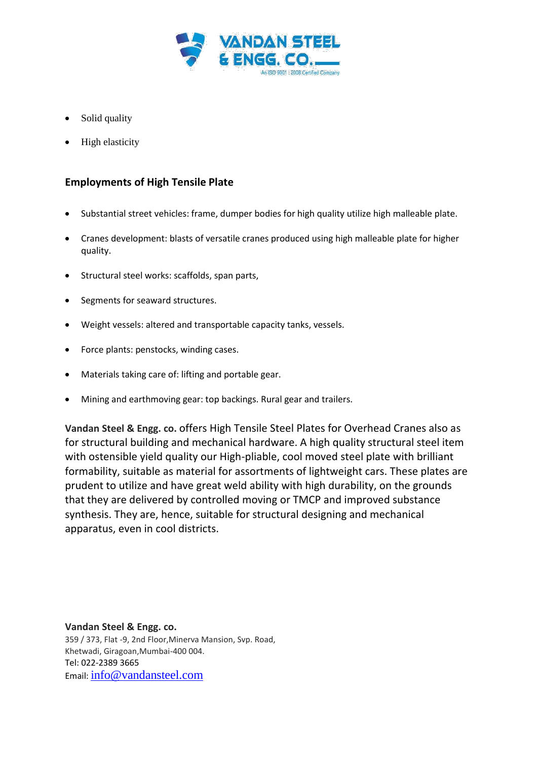- Solid quality
- High elasticity

## Employments of High Tensile Plate

- Substantial street vehicles: frame, dumper bodies for high quality utilize high malleable plate.
- Cranes development: blasts of versatile cranes produced using high malleable plate for higher quality.
- Structural steel works: scaffolds, span parts,
- Segments for seaward structures.
- Weight vessels: altered and transportable capacity tanks, vessels.
- Force plants: penstocks, winding cases.
- Materials taking care of: lifting and portable gear.
- Mining and earthmoving gear: top backings. Rural gear and trailers.

**Vandan Steel & Engg. co.** offers High Tensile Steel Plates for Overhead Cranes also as for structural building and mechanical hardware. A high quality structural steel item with ostensible yield quality our High-pliable, cool moved steel plate with brilliant formability, suitable as material for assortments of lightweight cars. These plates are prudent to utilize and have great weld ability with high durability, on the grounds that they are delivered by controlled moving or TMCP and improved substance synthesis. They are, hence, suitable for structural designing and mechanical apparatus, even in cool districts.

**Vandan Steel & Engg. co.**
359 / 373, Flat -9, 2nd Floor,Minerva Mansion, Svp. Road,
Khetwadi, Giragoan,Mumbai-400 004.
Tel: 022-2389 3665
Email: info@vandansteel.com